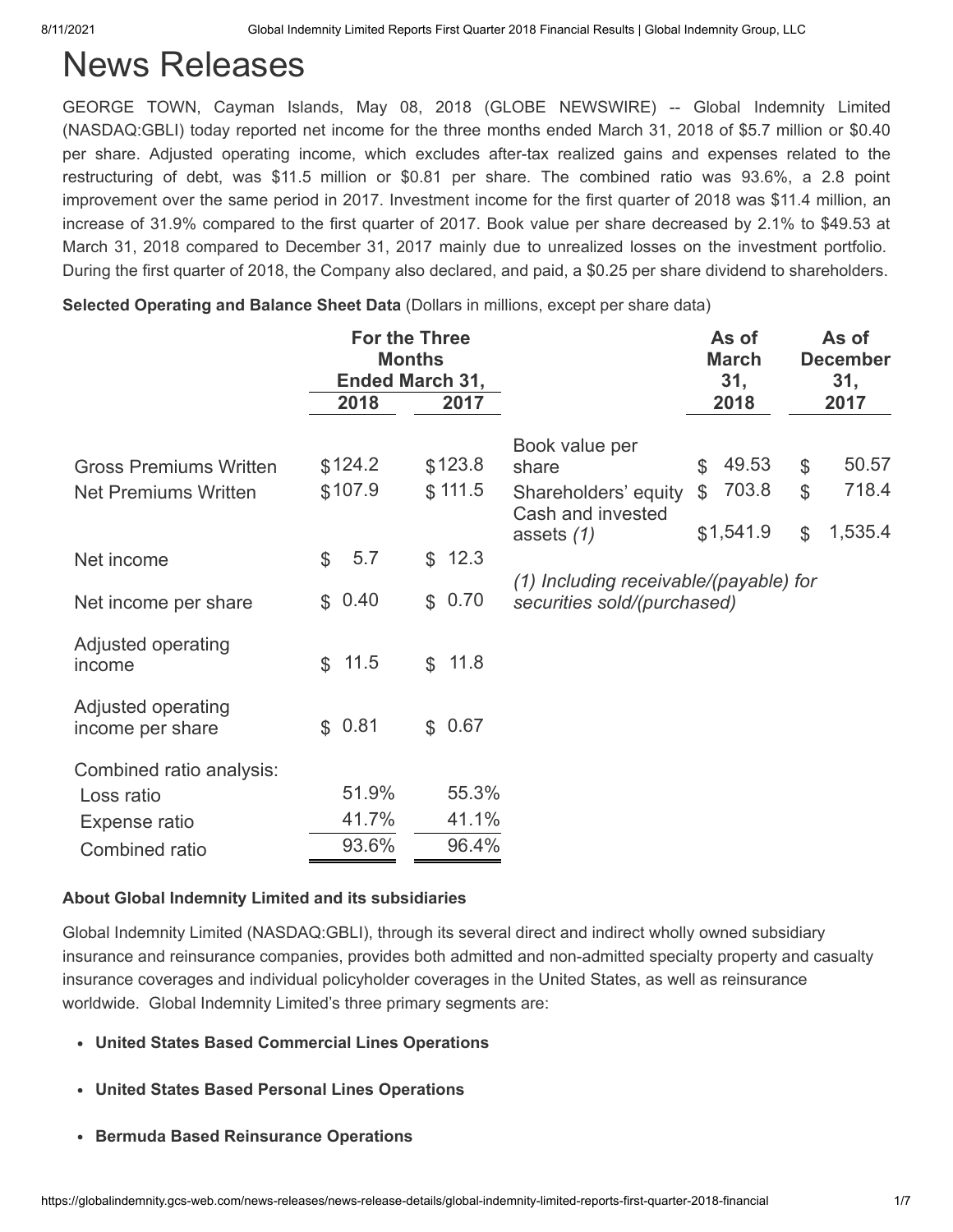# News Releases

GEORGE TOWN, Cayman Islands, May 08, 2018 (GLOBE NEWSWIRE) -- Global Indemnity Limited (NASDAQ:GBLI) today reported net income for the three months ended March 31, 2018 of $5.7 million or $0.40 per share. Adjusted operating income, which excludes after-tax realized gains and expenses related to the restructuring of debt, was $11.5 million or $0.81 per share. The combined ratio was 93.6%, a 2.8 point improvement over the same period in 2017. Investment income for the first quarter of 2018 was $11.4 million, an increase of 31.9% compared to the first quarter of 2017. Book value per share decreased by 2.1% to $49.53 at March 31, 2018 compared to December 31, 2017 mainly due to unrealized losses on the investment portfolio. During the first quarter of 2018, the Company also declared, and paid, a $0.25 per share dividend to shareholders.

**Selected Operating and Balance Sheet Data** (Dollars in millions, except per share data)

| | For the Three Months Ended March 31, | |
|---|---|---|
| | 2018 | 2017 |
| Gross Premiums Written | $124.2 | $123.8 |
| Net Premiums Written | $107.9 | $111.5 |
| Net income | $ 5.7 | $ 12.3 |
| Net income per share | $ 0.40 | $ 0.70 |
| Adjusted operating income | $ 11.5 | $ 11.8 |
| Adjusted operating income per share | $ 0.81 | $ 0.67 |
| Combined ratio analysis: | | |
| Loss ratio | 51.9% | 55.3% |
| Expense ratio | 41.7% | 41.1% |
| Combined ratio | 93.6% | 96.4% |

| | As of March 31, 2018 | As of December 31, 2017 |
|---|---|---|
| Book value per share | $ 49.53 | $ 50.57 |
| Shareholders' equity | $ 703.8 | $ 718.4 |
| Cash and invested assets *(1)* | $1,541.9 | $ 1,535.4 |

*(1) Including receivable/(payable) for securities sold/(purchased)*

**About Global Indemnity Limited and its subsidiaries**

Global Indemnity Limited (NASDAQ:GBLI), through its several direct and indirect wholly owned subsidiary insurance and reinsurance companies, provides both admitted and non-admitted specialty property and casualty insurance coverages and individual policyholder coverages in the United States, as well as reinsurance worldwide. Global Indemnity Limited's three primary segments are:

- **United States Based Commercial Lines Operations**
- **United States Based Personal Lines Operations**
- **Bermuda Based Reinsurance Operations**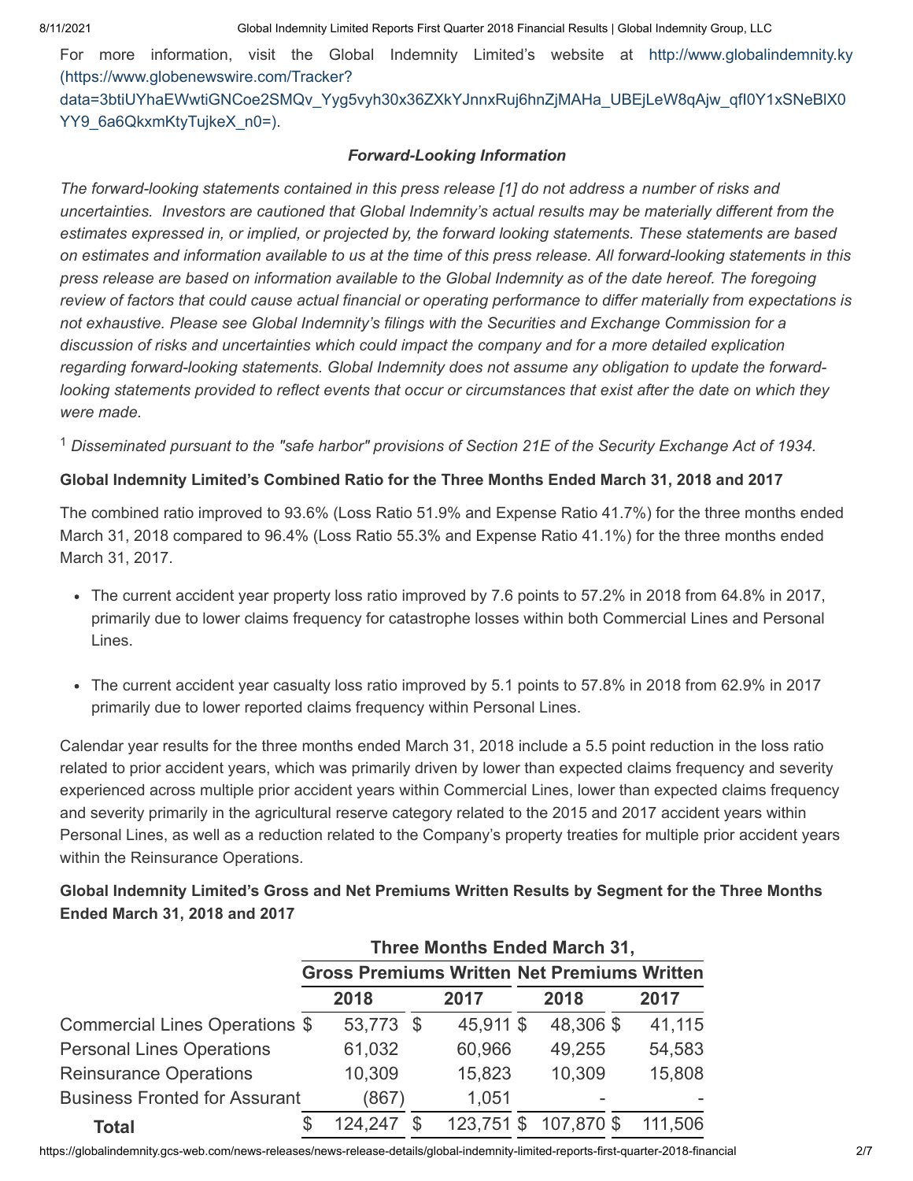For more information, visit the Global Indemnity Limited's website at http://www.globalindemnity.ky (https://www.globenewswire.com/Tracker?data=3btiUYhaEWwtiGNCoe2SMQv_Yyg5vyh30x36ZXkYJnnxRuj6hnZjMAHa_UBEjLeW8qAjw_qfI0Y1xSNeBlX0YY9_6a6QkxmKtyTujkeX_n0=).

### *Forward-Looking Information*

*The forward-looking statements contained in this press release [1] do not address a number of risks and uncertainties. Investors are cautioned that Global Indemnity's actual results may be materially different from the estimates expressed in, or implied, or projected by, the forward looking statements. These statements are based on estimates and information available to us at the time of this press release. All forward-looking statements in this press release are based on information available to the Global Indemnity as of the date hereof. The foregoing review of factors that could cause actual financial or operating performance to differ materially from expectations is not exhaustive. Please see Global Indemnity's filings with the Securities and Exchange Commission for a discussion of risks and uncertainties which could impact the company and for a more detailed explication regarding forward-looking statements. Global Indemnity does not assume any obligation to update the forward-looking statements provided to reflect events that occur or circumstances that exist after the date on which they were made.*

[1] *Disseminated pursuant to the "safe harbor" provisions of Section 21E of the Security Exchange Act of 1934.*

**Global Indemnity Limited's Combined Ratio for the Three Months Ended March 31, 2018 and 2017**

The combined ratio improved to 93.6% (Loss Ratio 51.9% and Expense Ratio 41.7%) for the three months ended March 31, 2018 compared to 96.4% (Loss Ratio 55.3% and Expense Ratio 41.1%) for the three months ended March 31, 2017.

- The current accident year property loss ratio improved by 7.6 points to 57.2% in 2018 from 64.8% in 2017, primarily due to lower claims frequency for catastrophe losses within both Commercial Lines and Personal Lines.
- The current accident year casualty loss ratio improved by 5.1 points to 57.8% in 2018 from 62.9% in 2017 primarily due to lower reported claims frequency within Personal Lines.

Calendar year results for the three months ended March 31, 2018 include a 5.5 point reduction in the loss ratio related to prior accident years, which was primarily driven by lower than expected claims frequency and severity experienced across multiple prior accident years within Commercial Lines, lower than expected claims frequency and severity primarily in the agricultural reserve category related to the 2015 and 2017 accident years within Personal Lines, as well as a reduction related to the Company's property treaties for multiple prior accident years within the Reinsurance Operations.

**Global Indemnity Limited's Gross and Net Premiums Written Results by Segment for the Three Months Ended March 31, 2018 and 2017**

| | Three Months Ended March 31, | | | |
|---|---|---|---|---|
| | Gross Premiums Written | | Net Premiums Written | |
| | 2018 | 2017 | 2018 | 2017 |
| Commercial Lines Operations | $ 53,773 | $ 45,911 | $ 48,306 | $ 41,115 |
| Personal Lines Operations | 61,032 | 60,966 | 49,255 | 54,583 |
| Reinsurance Operations | 10,309 | 15,823 | 10,309 | 15,808 |
| Business Fronted for Assurant | (867) | 1,051 | - | - |
| **Total** | $ 124,247 | $ 123,751 | $ 107,870 | $ 111,506 |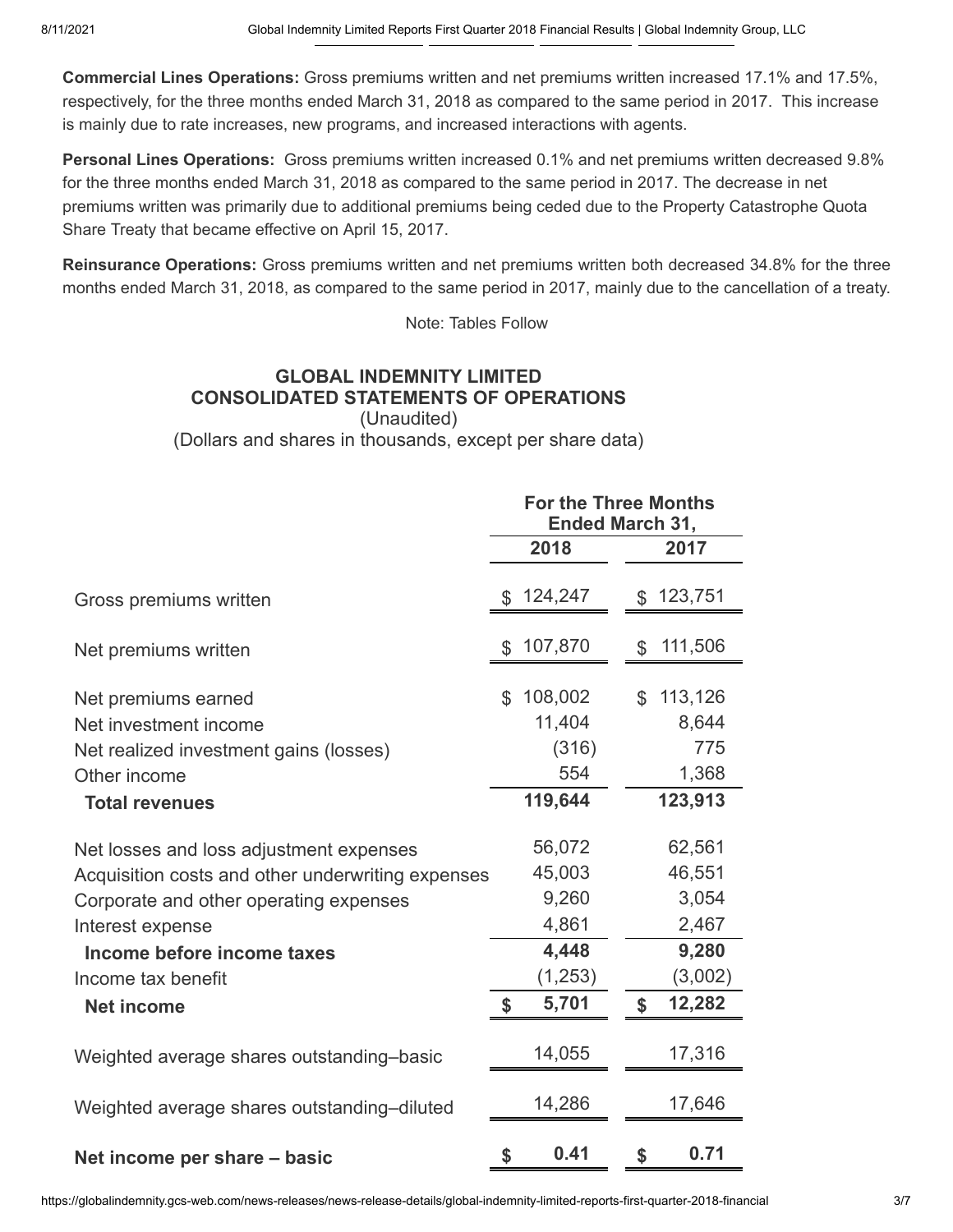**Commercial Lines Operations:** Gross premiums written and net premiums written increased 17.1% and 17.5%, respectively, for the three months ended March 31, 2018 as compared to the same period in 2017. This increase is mainly due to rate increases, new programs, and increased interactions with agents.

**Personal Lines Operations:** Gross premiums written increased 0.1% and net premiums written decreased 9.8% for the three months ended March 31, 2018 as compared to the same period in 2017. The decrease in net premiums written was primarily due to additional premiums being ceded due to the Property Catastrophe Quota Share Treaty that became effective on April 15, 2017.

**Reinsurance Operations:** Gross premiums written and net premiums written both decreased 34.8% for the three months ended March 31, 2018, as compared to the same period in 2017, mainly due to the cancellation of a treaty.

Note: Tables Follow

**GLOBAL INDEMNITY LIMITED**
**CONSOLIDATED STATEMENTS OF OPERATIONS**
(Unaudited)
(Dollars and shares in thousands, except per share data)

| | For the Three Months Ended March 31, | |
|---|---|---|
| | **2018** | **2017** |
| Gross premiums written | $ 124,247 | $ 123,751 |
| Net premiums written | $ 107,870 | $ 111,506 |
| Net premiums earned | $ 108,002 | $ 113,126 |
| Net investment income | 11,404 | 8,644 |
| Net realized investment gains (losses) | (316) | 775 |
| Other income | 554 | 1,368 |
| **Total revenues** | **119,644** | **123,913** |
| Net losses and loss adjustment expenses | 56,072 | 62,561 |
| Acquisition costs and other underwriting expenses | 45,003 | 46,551 |
| Corporate and other operating expenses | 9,260 | 3,054 |
| Interest expense | 4,861 | 2,467 |
| **Income before income taxes** | **4,448** | **9,280** |
| Income tax benefit | (1,253) | (3,002) |
| **Net income** | **$ 5,701** | **$ 12,282** |
| Weighted average shares outstanding–basic | 14,055 | 17,316 |
| Weighted average shares outstanding–diluted | 14,286 | 17,646 |
| **Net income per share – basic** | **$ 0.41** | **$ 0.71** |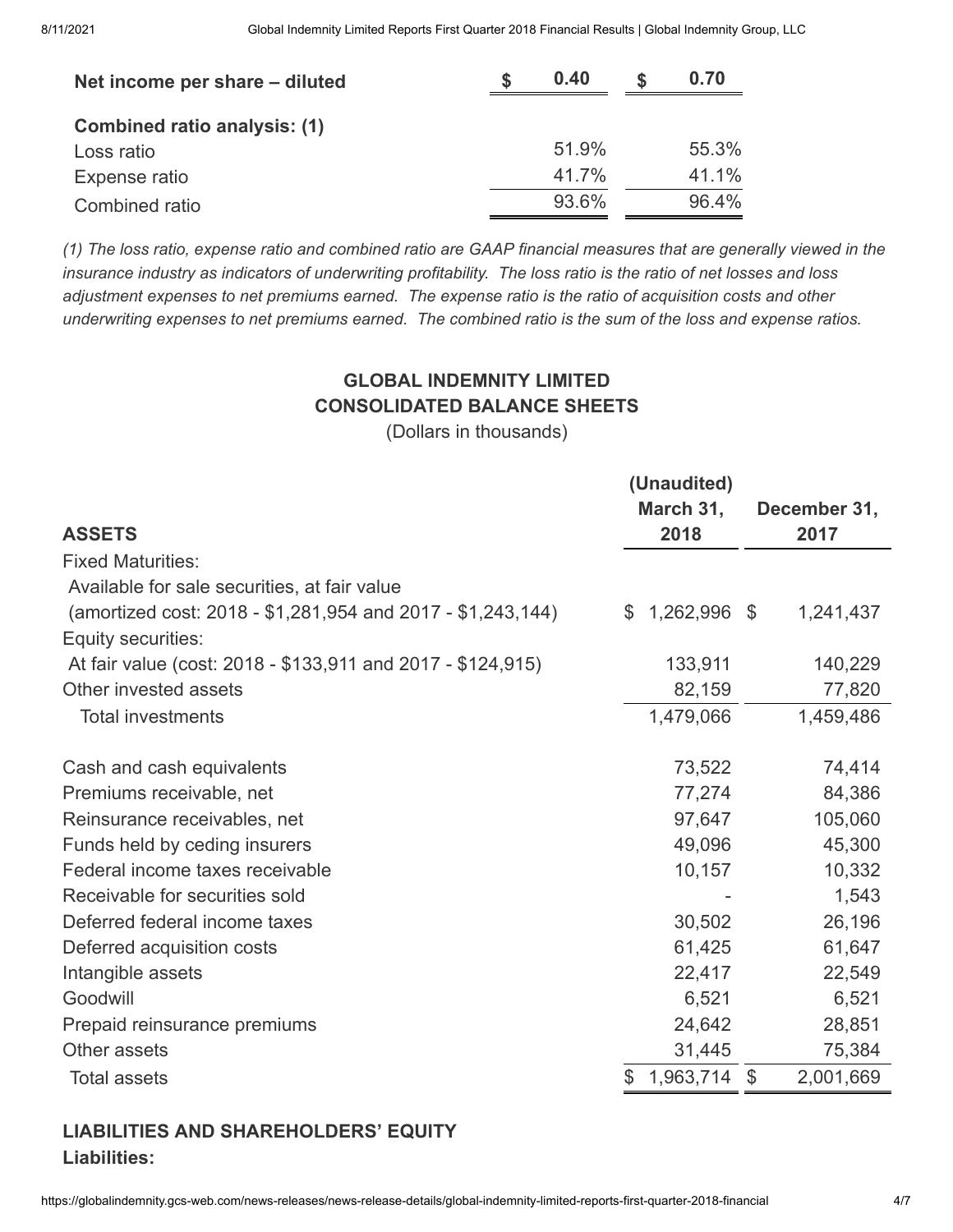| | | |
|---|---|---|
| **Net income per share – diluted** | **$ 0.40** | **$ 0.70** |
| **Combined ratio analysis: (1)** | | |
| Loss ratio | 51.9% | 55.3% |
| Expense ratio | 41.7% | 41.1% |
| Combined ratio | 93.6% | 96.4% |

*(1) The loss ratio, expense ratio and combined ratio are GAAP financial measures that are generally viewed in the insurance industry as indicators of underwriting profitability. The loss ratio is the ratio of net losses and loss adjustment expenses to net premiums earned. The expense ratio is the ratio of acquisition costs and other underwriting expenses to net premiums earned. The combined ratio is the sum of the loss and expense ratios.*

## GLOBAL INDEMNITY LIMITED
## CONSOLIDATED BALANCE SHEETS

(Dollars in thousands)

| **ASSETS** | **(Unaudited) March 31, 2018** | **December 31, 2017** |
|---|---|---|
| Fixed Maturities: | | |
| Available for sale securities, at fair value (amortized cost: 2018 - $1,281,954 and 2017 - $1,243,144) | $ 1,262,996 | $ 1,241,437 |
| Equity securities: | | |
| At fair value (cost: 2018 - $133,911 and 2017 - $124,915) | 133,911 | 140,229 |
| Other invested assets | 82,159 | 77,820 |
| Total investments | 1,479,066 | 1,459,486 |
| Cash and cash equivalents | 73,522 | 74,414 |
| Premiums receivable, net | 77,274 | 84,386 |
| Reinsurance receivables, net | 97,647 | 105,060 |
| Funds held by ceding insurers | 49,096 | 45,300 |
| Federal income taxes receivable | 10,157 | 10,332 |
| Receivable for securities sold | - | 1,543 |
| Deferred federal income taxes | 30,502 | 26,196 |
| Deferred acquisition costs | 61,425 | 61,647 |
| Intangible assets | 22,417 | 22,549 |
| Goodwill | 6,521 | 6,521 |
| Prepaid reinsurance premiums | 24,642 | 28,851 |
| Other assets | 31,445 | 75,384 |
| Total assets | $ 1,963,714 | $ 2,001,669 |

**LIABILITIES AND SHAREHOLDERS' EQUITY**

**Liabilities:**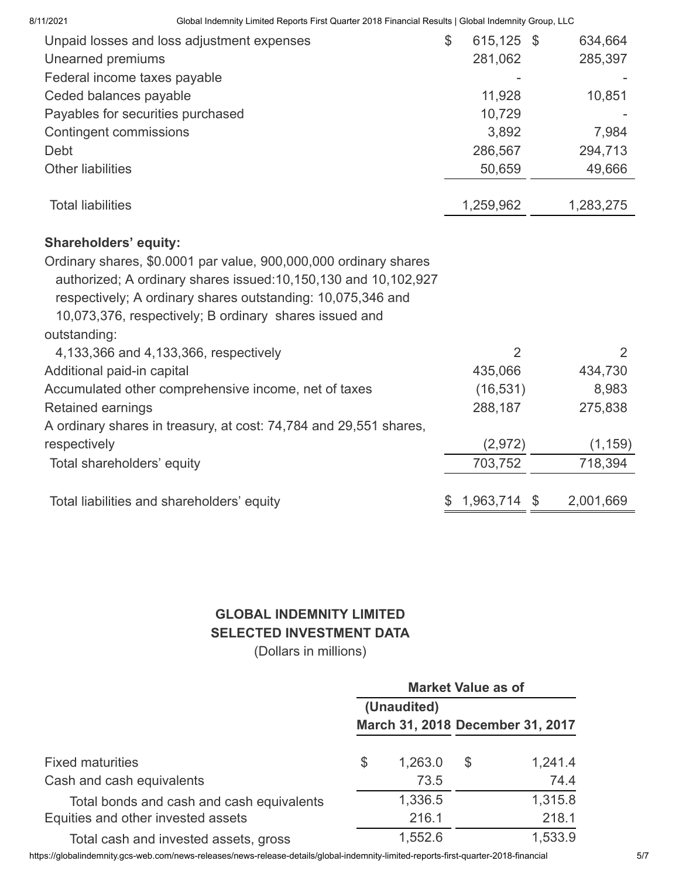| | | | | |
|---|---|---|---|---|
| Unpaid losses and loss adjustment expenses | $ | 615,125 | $ | 634,664 |
| Unearned premiums | | 281,062 | | 285,397 |
| Federal income taxes payable | | - | | - |
| Ceded balances payable | | 11,928 | | 10,851 |
| Payables for securities purchased | | 10,729 | | - |
| Contingent commissions | | 3,892 | | 7,984 |
| Debt | | 286,567 | | 294,713 |
| Other liabilities | | 50,659 | | 49,666 |
| Total liabilities | | 1,259,962 | | 1,283,275 |
| **Shareholders' equity:** | | | | |
| Ordinary shares, $0.0001 par value, 900,000,000 ordinary shares authorized; A ordinary shares issued:10,150,130 and 10,102,927 respectively; A ordinary shares outstanding: 10,075,346 and 10,073,376, respectively; B ordinary shares issued and outstanding: 4,133,366 and 4,133,366, respectively | | 2 | | 2 |
| Additional paid-in capital | | 435,066 | | 434,730 |
| Accumulated other comprehensive income, net of taxes | | (16,531) | | 8,983 |
| Retained earnings | | 288,187 | | 275,838 |
| A ordinary shares in treasury, at cost: 74,784 and 29,551 shares, respectively | | (2,972) | | (1,159) |
| Total shareholders' equity | | 703,752 | | 718,394 |
| Total liabilities and shareholders' equity | $ | 1,963,714 | $ | 2,001,669 |

**GLOBAL INDEMNITY LIMITED**
**SELECTED INVESTMENT DATA**
(Dollars in millions)

| | Market Value as of | | | |
|---|---|---|---|---|
| | (Unaudited) March 31, 2018 | | December 31, 2017 | |
| Fixed maturities | $ | 1,263.0 | $ | 1,241.4 |
| Cash and cash equivalents | | 73.5 | | 74.4 |
| Total bonds and cash and cash equivalents | | 1,336.5 | | 1,315.8 |
| Equities and other invested assets | | 216.1 | | 218.1 |
| Total cash and invested assets, gross | | 1,552.6 | | 1,533.9 |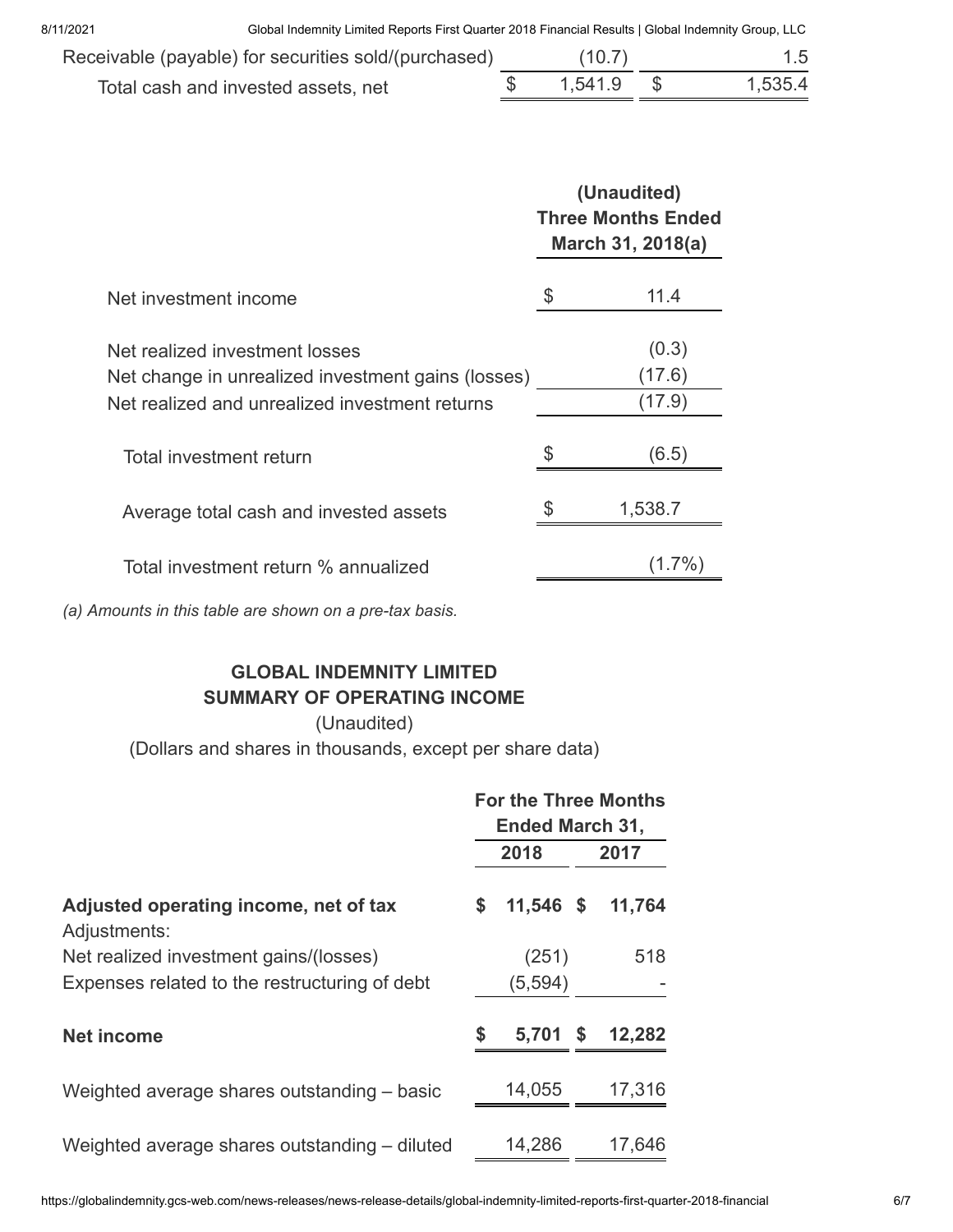| | | |
|---|---|---|
| Receivable (payable) for securities sold/(purchased) | (10.7) | 1.5 |
| Total cash and invested assets, net | $ 1,541.9 | $ 1,535.4 |

| | (Unaudited) Three Months Ended March 31, 2018(a) |
|---|---|
| Net investment income | $ 11.4 |
| Net realized investment losses | (0.3) |
| Net change in unrealized investment gains (losses) | (17.6) |
| Net realized and unrealized investment returns | (17.9) |
| Total investment return | $ (6.5) |
| Average total cash and invested assets | $ 1,538.7 |
| Total investment return % annualized | (1.7%) |

*(a) Amounts in this table are shown on a pre-tax basis.*

**GLOBAL INDEMNITY LIMITED**
**SUMMARY OF OPERATING INCOME**
(Unaudited)
(Dollars and shares in thousands, except per share data)

| | For the Three Months Ended March 31, | |
|---|---|---|
| | 2018 | 2017 |
| **Adjusted operating income, net of tax** | **$ 11,546** | **$ 11,764** |
| Adjustments: | | |
| Net realized investment gains/(losses) | (251) | 518 |
| Expenses related to the restructuring of debt | (5,594) | - |
| **Net income** | **$ 5,701** | **$ 12,282** |
| Weighted average shares outstanding – basic | 14,055 | 17,316 |
| Weighted average shares outstanding – diluted | 14,286 | 17,646 |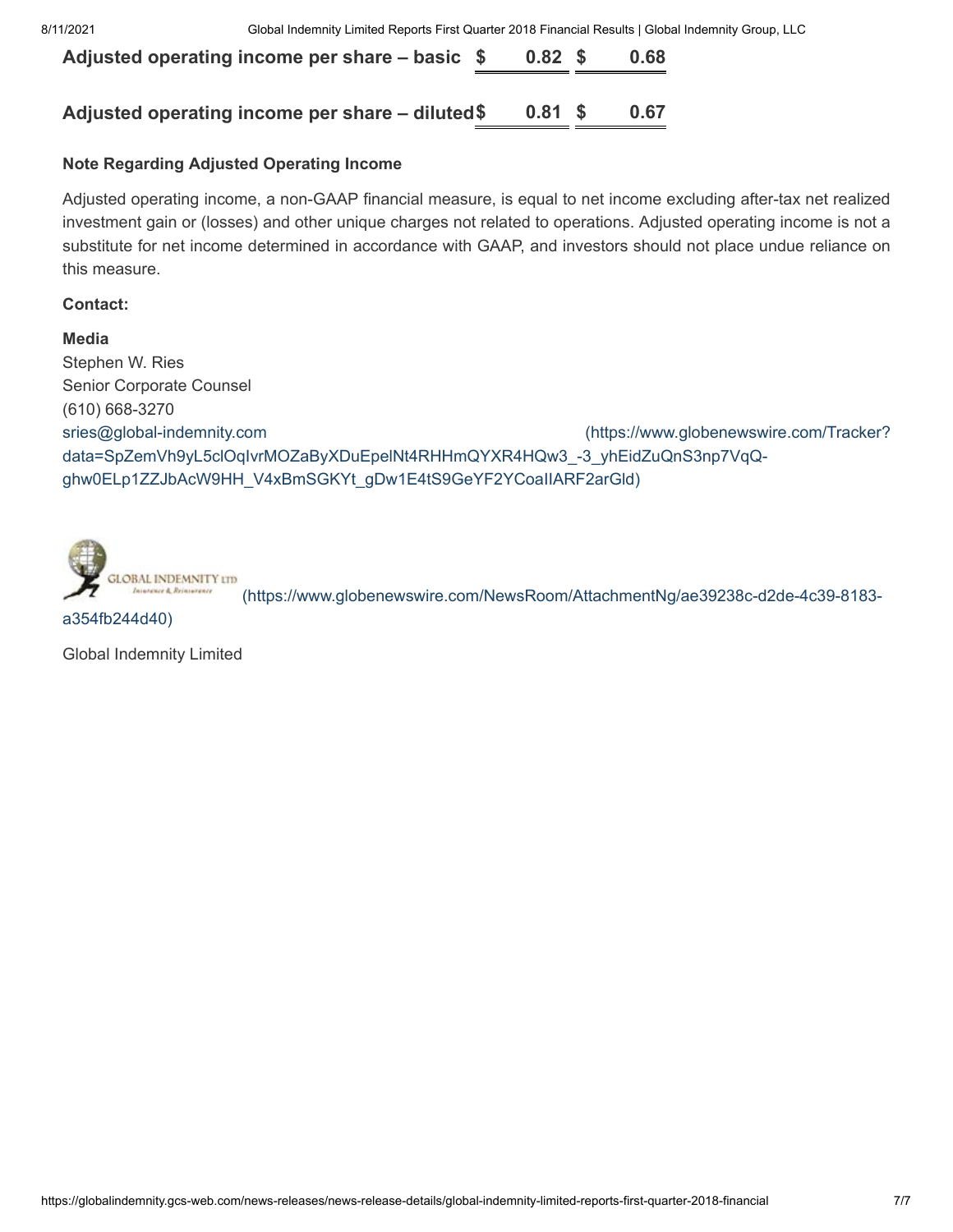| | | |
|---|---|---|
| **Adjusted operating income per share – basic** | **$ 0.82** | **$ 0.68** |
| **Adjusted operating income per share – diluted** | **$ 0.81** | **$ 0.67** |

**Note Regarding Adjusted Operating Income**

Adjusted operating income, a non-GAAP financial measure, is equal to net income excluding after-tax net realized investment gain or (losses) and other unique charges not related to operations. Adjusted operating income is not a substitute for net income determined in accordance with GAAP, and investors should not place undue reliance on this measure.

**Contact:**

**Media**
Stephen W. Ries
Senior Corporate Counsel
(610) 668-3270
sries@global-indemnity.com (https://www.globenewswire.com/Tracker?data=SpZemVh9yL5clOqIvrMOZaByXDuEpelNt4RHHmQYXR4HQw3_-3_yhEidZuQnS3np7VqQ-ghw0ELp1ZZJbAcW9HH_V4xBmSGKYt_gDw1E4tS9GeYF2YCoaIIARF2arGld)

GLOBAL INDEMNITY LTD
Insurance & Reinsurance
(https://www.globenewswire.com/NewsRoom/AttachmentNg/ae39238c-d2de-4c39-8183-a354fb244d40)

Global Indemnity Limited